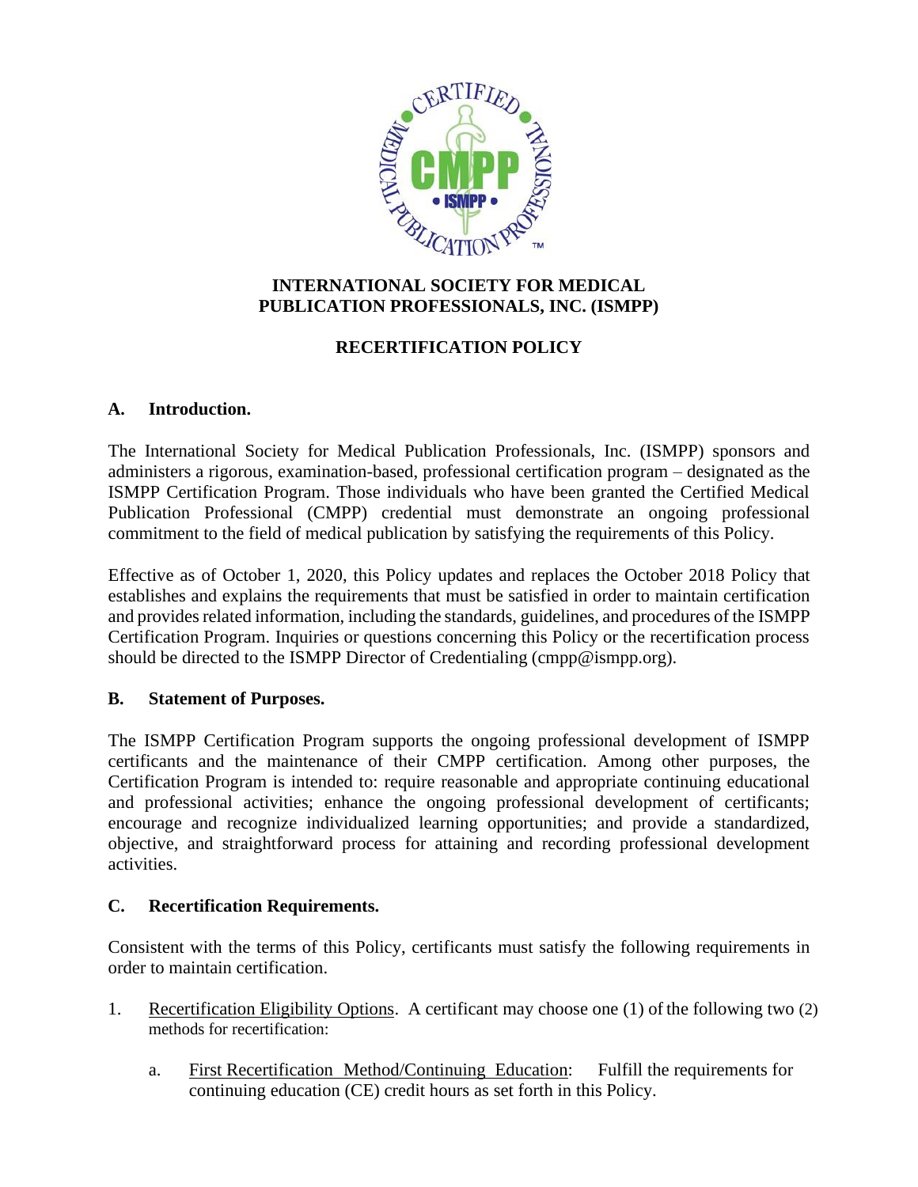# INTERNATIONAL SOCIETY FOR MEDICAL PUBLICATION PROFESSIONALS, INC. (ISMPP)

## RECERTIFICATION POLICY

### A. Introduction.

The International Society for Medical Publication Professionals, Inc. (ISMPP) sponsors and administers a rigorous, examination-based, professional certification program – designated as the ISMPP Certification Program. Those individuals who have been granted the Certified Medical Publication Professional (CMPP) credential must demonstrate an ongoing professional commitment to the field of medical publication by satisfying the requirements of this Policy.

Effective as of October 1, 2020, this Policy updates and replaces the October 2018 Policy that establishes and explains the requirements that must be satisfied in order to maintain certification and provides related information, including the standards, guidelines, and procedures of the ISMPP Certification Program. Inquiries or questions concerning this Policy or the recertification process should be directed to the ISMPP Director of Credentialing (cmpp@ismpp.org).

### B. Statement of Purposes.

The ISMPP Certification Program supports the ongoing professional development of ISMPP certificants and the maintenance of their CMPP certification. Among other purposes, the Certification Program is intended to: require reasonable and appropriate continuing educational and professional activities; enhance the ongoing professional development of certificants; encourage and recognize individualized learning opportunities; and provide a standardized, objective, and straightforward process for attaining and recording professional development activities.

### C. Recertification Requirements.

Consistent with the terms of this Policy, certificants must satisfy the following requirements in order to maintain certification.

1. Recertification Eligibility Options. A certificant may choose one (1) of the following two (2) methods for recertification:

   a. First Recertification Method/Continuing Education: Fulfill the requirements for continuing education (CE) credit hours as set forth in this Policy.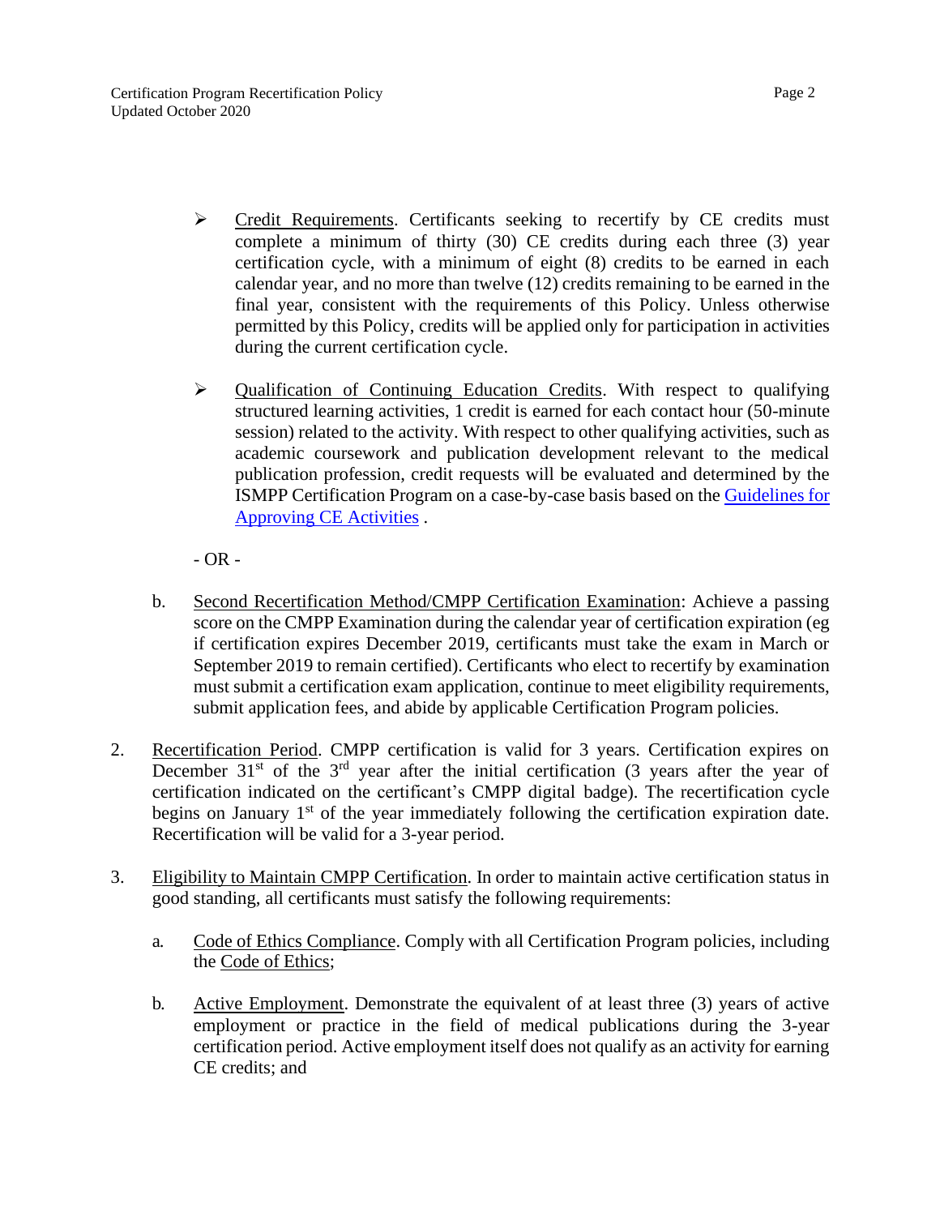- Credit Requirements. Certificants seeking to recertify by CE credits must complete a minimum of thirty (30) CE credits during each three (3) year certification cycle, with a minimum of eight (8) credits to be earned in each calendar year, and no more than twelve (12) credits remaining to be earned in the final year, consistent with the requirements of this Policy. Unless otherwise permitted by this Policy, credits will be applied only for participation in activities during the current certification cycle.

- Qualification of Continuing Education Credits. With respect to qualifying structured learning activities, 1 credit is earned for each contact hour (50-minute session) related to the activity. With respect to other qualifying activities, such as academic coursework and publication development relevant to the medical publication profession, credit requests will be evaluated and determined by the ISMPP Certification Program on a case-by-case basis based on the Guidelines for Approving CE Activities .

\- OR -

b. Second Recertification Method/CMPP Certification Examination: Achieve a passing score on the CMPP Examination during the calendar year of certification expiration (eg if certification expires December 2019, certificants must take the exam in March or September 2019 to remain certified). Certificants who elect to recertify by examination must submit a certification exam application, continue to meet eligibility requirements, submit application fees, and abide by applicable Certification Program policies.

2. Recertification Period. CMPP certification is valid for 3 years. Certification expires on December 31st of the 3rd year after the initial certification (3 years after the year of certification indicated on the certificant's CMPP digital badge). The recertification cycle begins on January 1st of the year immediately following the certification expiration date. Recertification will be valid for a 3-year period.

3. Eligibility to Maintain CMPP Certification. In order to maintain active certification status in good standing, all certificants must satisfy the following requirements:

   a. Code of Ethics Compliance. Comply with all Certification Program policies, including the Code of Ethics;

   b. Active Employment. Demonstrate the equivalent of at least three (3) years of active employment or practice in the field of medical publications during the 3-year certification period. Active employment itself does not qualify as an activity for earning CE credits; and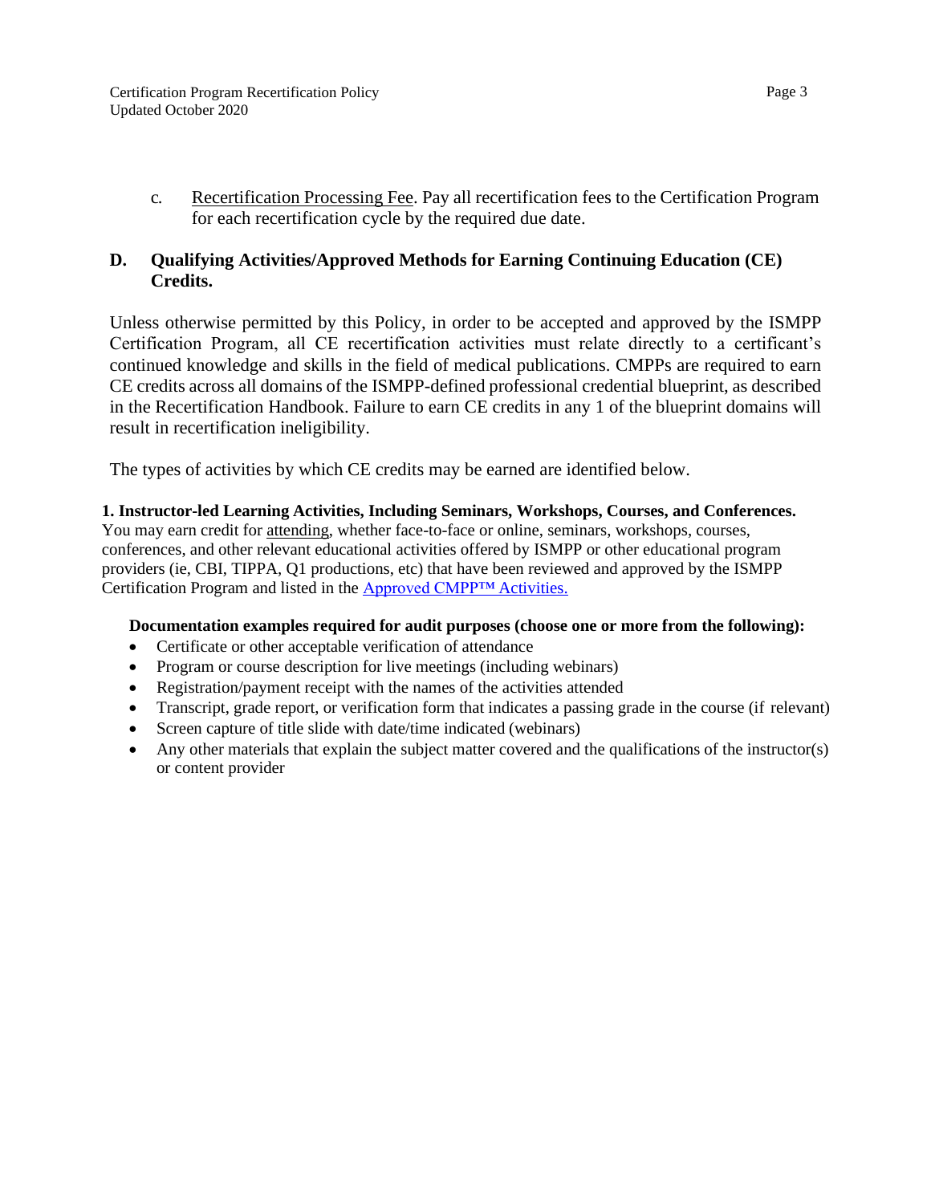c. Recertification Processing Fee. Pay all recertification fees to the Certification Program for each recertification cycle by the required due date.

## D. Qualifying Activities/Approved Methods for Earning Continuing Education (CE) Credits.

Unless otherwise permitted by this Policy, in order to be accepted and approved by the ISMPP Certification Program, all CE recertification activities must relate directly to a certificant's continued knowledge and skills in the field of medical publications. CMPPs are required to earn CE credits across all domains of the ISMPP-defined professional credential blueprint, as described in the Recertification Handbook. Failure to earn CE credits in any 1 of the blueprint domains will result in recertification ineligibility.

The types of activities by which CE credits may be earned are identified below.

### 1. Instructor-led Learning Activities, Including Seminars, Workshops, Courses, and Conferences.

You may earn credit for attending, whether face-to-face or online, seminars, workshops, courses, conferences, and other relevant educational activities offered by ISMPP or other educational program providers (ie, CBI, TIPPA, Q1 productions, etc) that have been reviewed and approved by the ISMPP Certification Program and listed in the Approved CMPP™ Activities.

**Documentation examples required for audit purposes (choose one or more from the following):**

- Certificate or other acceptable verification of attendance
- Program or course description for live meetings (including webinars)
- Registration/payment receipt with the names of the activities attended
- Transcript, grade report, or verification form that indicates a passing grade in the course (if relevant)
- Screen capture of title slide with date/time indicated (webinars)
- Any other materials that explain the subject matter covered and the qualifications of the instructor(s) or content provider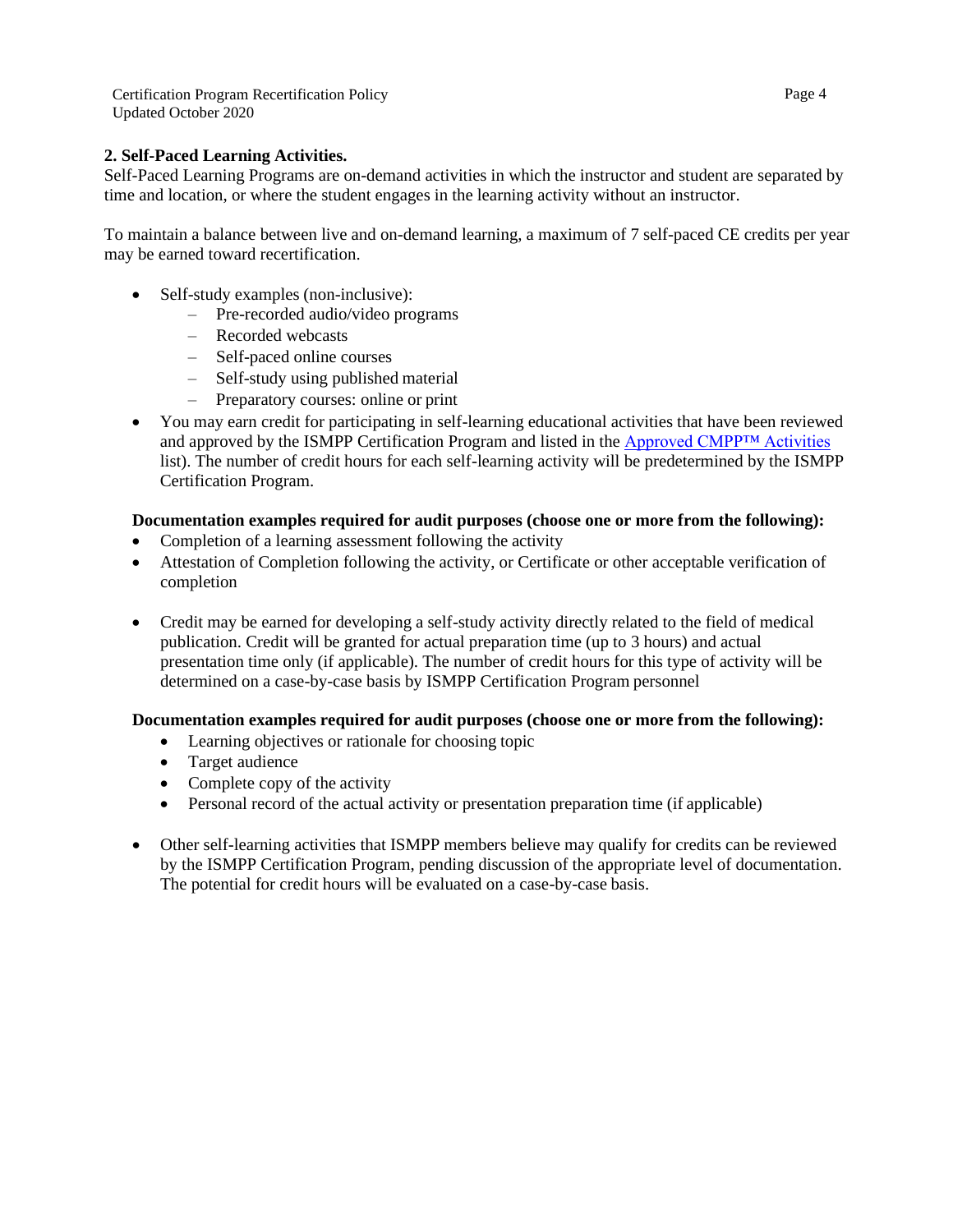### 2. Self-Paced Learning Activities.

Self-Paced Learning Programs are on-demand activities in which the instructor and student are separated by time and location, or where the student engages in the learning activity without an instructor.

To maintain a balance between live and on-demand learning, a maximum of 7 self-paced CE credits per year may be earned toward recertification.

- Self-study examples (non-inclusive):
  - Pre-recorded audio/video programs
  - Recorded webcasts
  - Self-paced online courses
  - Self-study using published material
  - Preparatory courses: online or print
- You may earn credit for participating in self-learning educational activities that have been reviewed and approved by the ISMPP Certification Program and listed in the Approved CMPP™ Activities list). The number of credit hours for each self-learning activity will be predetermined by the ISMPP Certification Program.

**Documentation examples required for audit purposes (choose one or more from the following):**

- Completion of a learning assessment following the activity
- Attestation of Completion following the activity, or Certificate or other acceptable verification of completion

- Credit may be earned for developing a self-study activity directly related to the field of medical publication. Credit will be granted for actual preparation time (up to 3 hours) and actual presentation time only (if applicable). The number of credit hours for this type of activity will be determined on a case-by-case basis by ISMPP Certification Program personnel

**Documentation examples required for audit purposes (choose one or more from the following):**

- Learning objectives or rationale for choosing topic
- Target audience
- Complete copy of the activity
- Personal record of the actual activity or presentation preparation time (if applicable)

- Other self-learning activities that ISMPP members believe may qualify for credits can be reviewed by the ISMPP Certification Program, pending discussion of the appropriate level of documentation. The potential for credit hours will be evaluated on a case-by-case basis.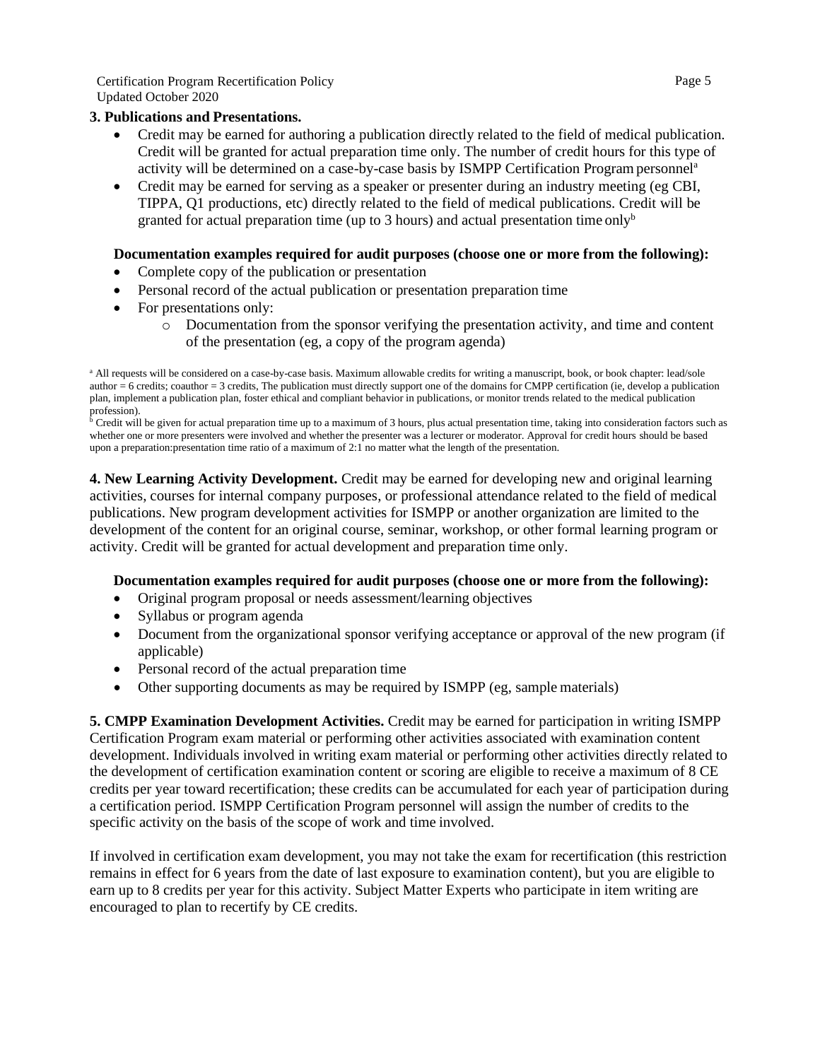### 3. Publications and Presentations.

- Credit may be earned for authoring a publication directly related to the field of medical publication. Credit will be granted for actual preparation time only. The number of credit hours for this type of activity will be determined on a case-by-case basis by ISMPP Certification Program personnel[a]
- Credit may be earned for serving as a speaker or presenter during an industry meeting (eg CBI, TIPPA, Q1 productions, etc) directly related to the field of medical publications. Credit will be granted for actual preparation time (up to 3 hours) and actual presentation time only[b]

**Documentation examples required for audit purposes (choose one or more from the following):**

- Complete copy of the publication or presentation
- Personal record of the actual publication or presentation preparation time
- For presentations only:
  - Documentation from the sponsor verifying the presentation activity, and time and content of the presentation (eg, a copy of the program agenda)

[a] All requests will be considered on a case-by-case basis. Maximum allowable credits for writing a manuscript, book, or book chapter: lead/sole author = 6 credits; coauthor = 3 credits, The publication must directly support one of the domains for CMPP certification (ie, develop a publication plan, implement a publication plan, foster ethical and compliant behavior in publications, or monitor trends related to the medical publication profession).

[b] Credit will be given for actual preparation time up to a maximum of 3 hours, plus actual presentation time, taking into consideration factors such as whether one or more presenters were involved and whether the presenter was a lecturer or moderator. Approval for credit hours should be based upon a preparation:presentation time ratio of a maximum of 2:1 no matter what the length of the presentation.

**4. New Learning Activity Development.** Credit may be earned for developing new and original learning activities, courses for internal company purposes, or professional attendance related to the field of medical publications. New program development activities for ISMPP or another organization are limited to the development of the content for an original course, seminar, workshop, or other formal learning program or activity. Credit will be granted for actual development and preparation time only.

**Documentation examples required for audit purposes (choose one or more from the following):**

- Original program proposal or needs assessment/learning objectives
- Syllabus or program agenda
- Document from the organizational sponsor verifying acceptance or approval of the new program (if applicable)
- Personal record of the actual preparation time
- Other supporting documents as may be required by ISMPP (eg, sample materials)

**5. CMPP Examination Development Activities.** Credit may be earned for participation in writing ISMPP Certification Program exam material or performing other activities associated with examination content development. Individuals involved in writing exam material or performing other activities directly related to the development of certification examination content or scoring are eligible to receive a maximum of 8 CE credits per year toward recertification; these credits can be accumulated for each year of participation during a certification period. ISMPP Certification Program personnel will assign the number of credits to the specific activity on the basis of the scope of work and time involved.

If involved in certification exam development, you may not take the exam for recertification (this restriction remains in effect for 6 years from the date of last exposure to examination content), but you are eligible to earn up to 8 credits per year for this activity. Subject Matter Experts who participate in item writing are encouraged to plan to recertify by CE credits.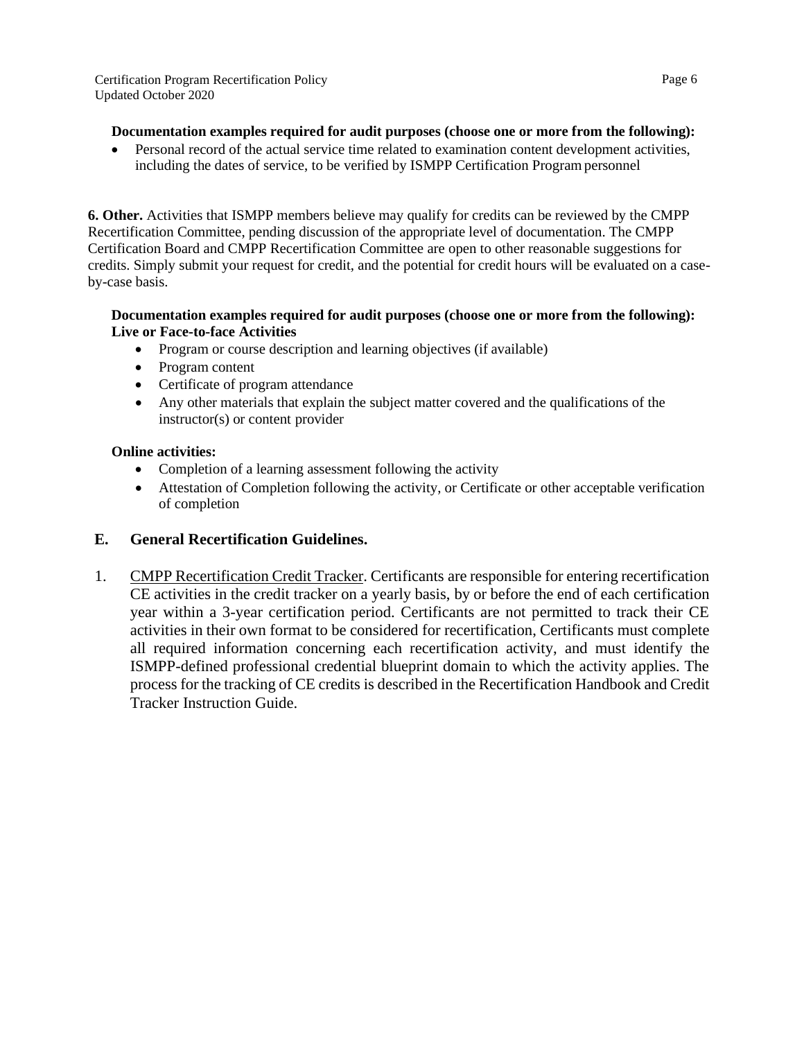**Documentation examples required for audit purposes (choose one or more from the following):**

- Personal record of the actual service time related to examination content development activities, including the dates of service, to be verified by ISMPP Certification Program personnel

**6. Other.** Activities that ISMPP members believe may qualify for credits can be reviewed by the CMPP Recertification Committee, pending discussion of the appropriate level of documentation. The CMPP Certification Board and CMPP Recertification Committee are open to other reasonable suggestions for credits. Simply submit your request for credit, and the potential for credit hours will be evaluated on a case-by-case basis.

**Documentation examples required for audit purposes (choose one or more from the following):**
**Live or Face-to-face Activities**

- Program or course description and learning objectives (if available)
- Program content
- Certificate of program attendance
- Any other materials that explain the subject matter covered and the qualifications of the instructor(s) or content provider

**Online activities:**

- Completion of a learning assessment following the activity
- Attestation of Completion following the activity, or Certificate or other acceptable verification of completion

## E. General Recertification Guidelines.

1. CMPP Recertification Credit Tracker. Certificants are responsible for entering recertification CE activities in the credit tracker on a yearly basis, by or before the end of each certification year within a 3-year certification period. Certificants are not permitted to track their CE activities in their own format to be considered for recertification, Certificants must complete all required information concerning each recertification activity, and must identify the ISMPP-defined professional credential blueprint domain to which the activity applies. The process for the tracking of CE credits is described in the Recertification Handbook and Credit Tracker Instruction Guide.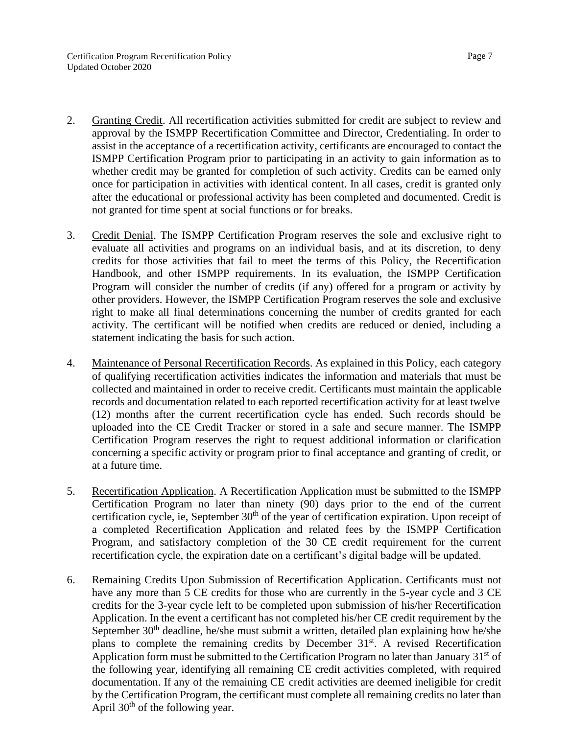2. Granting Credit. All recertification activities submitted for credit are subject to review and approval by the ISMPP Recertification Committee and Director, Credentialing. In order to assist in the acceptance of a recertification activity, certificants are encouraged to contact the ISMPP Certification Program prior to participating in an activity to gain information as to whether credit may be granted for completion of such activity. Credits can be earned only once for participation in activities with identical content. In all cases, credit is granted only after the educational or professional activity has been completed and documented. Credit is not granted for time spent at social functions or for breaks.

3. Credit Denial. The ISMPP Certification Program reserves the sole and exclusive right to evaluate all activities and programs on an individual basis, and at its discretion, to deny credits for those activities that fail to meet the terms of this Policy, the Recertification Handbook, and other ISMPP requirements. In its evaluation, the ISMPP Certification Program will consider the number of credits (if any) offered for a program or activity by other providers. However, the ISMPP Certification Program reserves the sole and exclusive right to make all final determinations concerning the number of credits granted for each activity. The certificant will be notified when credits are reduced or denied, including a statement indicating the basis for such action.

4. Maintenance of Personal Recertification Records. As explained in this Policy, each category of qualifying recertification activities indicates the information and materials that must be collected and maintained in order to receive credit. Certificants must maintain the applicable records and documentation related to each reported recertification activity for at least twelve (12) months after the current recertification cycle has ended. Such records should be uploaded into the CE Credit Tracker or stored in a safe and secure manner. The ISMPP Certification Program reserves the right to request additional information or clarification concerning a specific activity or program prior to final acceptance and granting of credit, or at a future time.

5. Recertification Application. A Recertification Application must be submitted to the ISMPP Certification Program no later than ninety (90) days prior to the end of the current certification cycle, ie, September 30th of the year of certification expiration. Upon receipt of a completed Recertification Application and related fees by the ISMPP Certification Program, and satisfactory completion of the 30 CE credit requirement for the current recertification cycle, the expiration date on a certificant's digital badge will be updated.

6. Remaining Credits Upon Submission of Recertification Application. Certificants must not have any more than 5 CE credits for those who are currently in the 5-year cycle and 3 CE credits for the 3-year cycle left to be completed upon submission of his/her Recertification Application. In the event a certificant has not completed his/her CE credit requirement by the September 30th deadline, he/she must submit a written, detailed plan explaining how he/she plans to complete the remaining credits by December 31st. A revised Recertification Application form must be submitted to the Certification Program no later than January 31st of the following year, identifying all remaining CE credit activities completed, with required documentation. If any of the remaining CE credit activities are deemed ineligible for credit by the Certification Program, the certificant must complete all remaining credits no later than April 30th of the following year.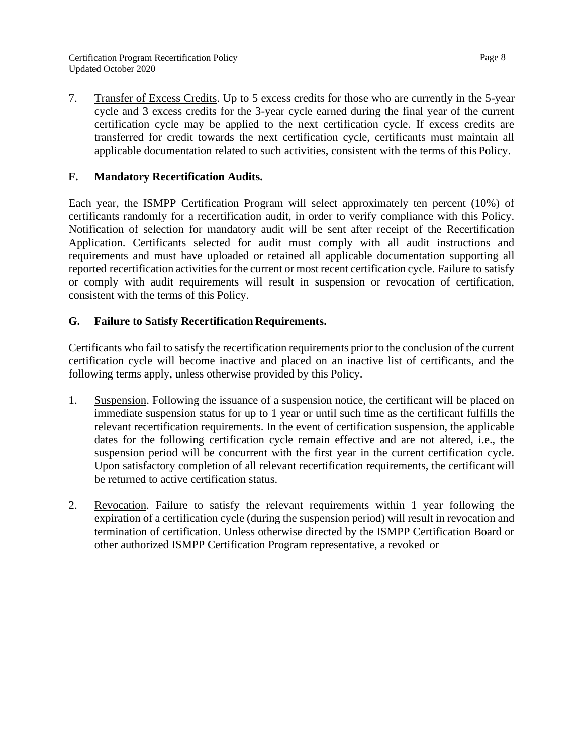7. Transfer of Excess Credits. Up to 5 excess credits for those who are currently in the 5-year cycle and 3 excess credits for the 3-year cycle earned during the final year of the current certification cycle may be applied to the next certification cycle. If excess credits are transferred for credit towards the next certification cycle, certificants must maintain all applicable documentation related to such activities, consistent with the terms of this Policy.

### F. Mandatory Recertification Audits.

Each year, the ISMPP Certification Program will select approximately ten percent (10%) of certificants randomly for a recertification audit, in order to verify compliance with this Policy. Notification of selection for mandatory audit will be sent after receipt of the Recertification Application. Certificants selected for audit must comply with all audit instructions and requirements and must have uploaded or retained all applicable documentation supporting all reported recertification activities for the current or most recent certification cycle. Failure to satisfy or comply with audit requirements will result in suspension or revocation of certification, consistent with the terms of this Policy.

### G. Failure to Satisfy Recertification Requirements.

Certificants who fail to satisfy the recertification requirements prior to the conclusion of the current certification cycle will become inactive and placed on an inactive list of certificants, and the following terms apply, unless otherwise provided by this Policy.

1. Suspension. Following the issuance of a suspension notice, the certificant will be placed on immediate suspension status for up to 1 year or until such time as the certificant fulfills the relevant recertification requirements. In the event of certification suspension, the applicable dates for the following certification cycle remain effective and are not altered, i.e., the suspension period will be concurrent with the first year in the current certification cycle. Upon satisfactory completion of all relevant recertification requirements, the certificant will be returned to active certification status.

2. Revocation. Failure to satisfy the relevant requirements within 1 year following the expiration of a certification cycle (during the suspension period) will result in revocation and termination of certification. Unless otherwise directed by the ISMPP Certification Board or other authorized ISMPP Certification Program representative, a revoked or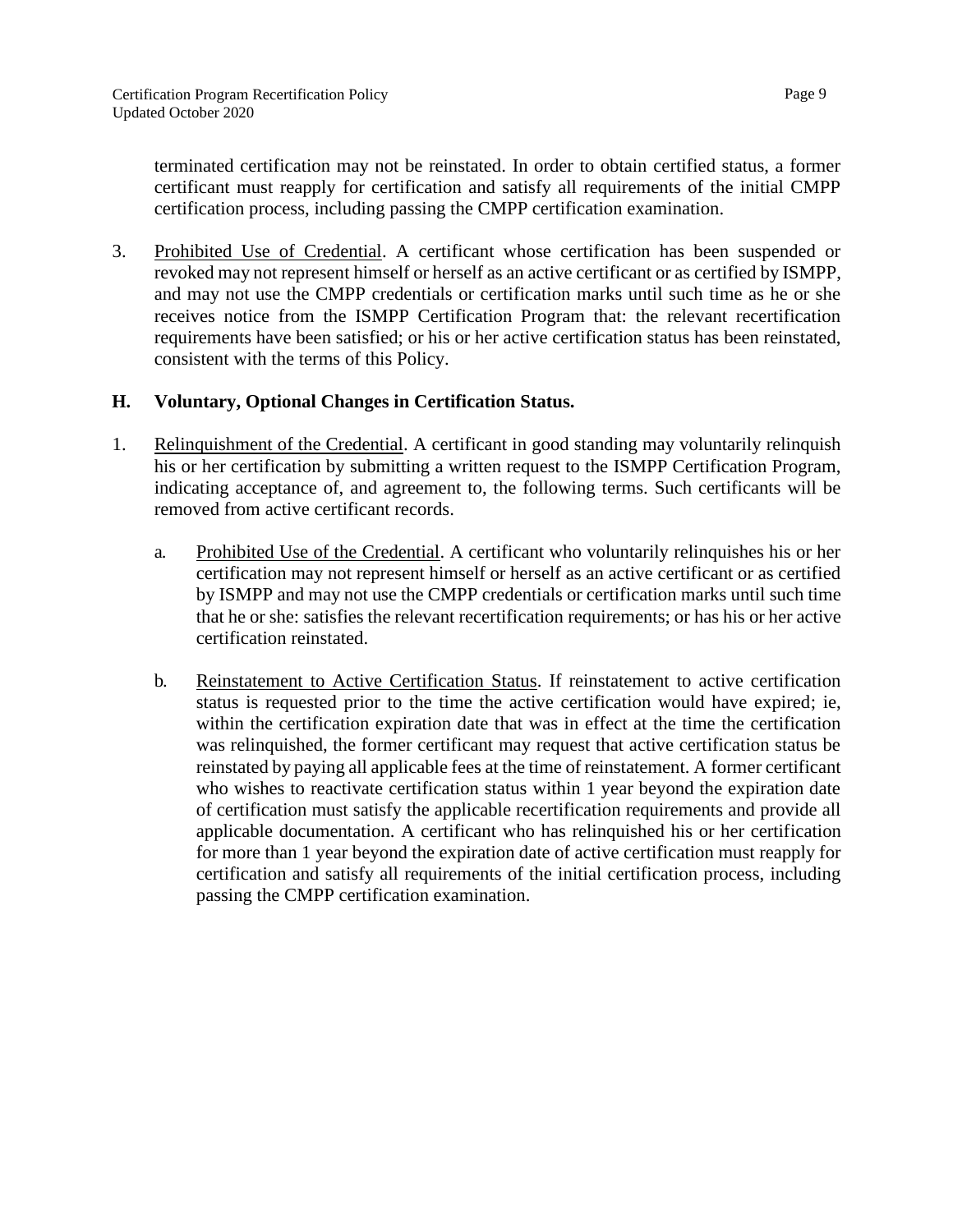terminated certification may not be reinstated. In order to obtain certified status, a former certificant must reapply for certification and satisfy all requirements of the initial CMPP certification process, including passing the CMPP certification examination.

3. Prohibited Use of Credential. A certificant whose certification has been suspended or revoked may not represent himself or herself as an active certificant or as certified by ISMPP, and may not use the CMPP credentials or certification marks until such time as he or she receives notice from the ISMPP Certification Program that: the relevant recertification requirements have been satisfied; or his or her active certification status has been reinstated, consistent with the terms of this Policy.

### H. Voluntary, Optional Changes in Certification Status.

1. Relinquishment of the Credential. A certificant in good standing may voluntarily relinquish his or her certification by submitting a written request to the ISMPP Certification Program, indicating acceptance of, and agreement to, the following terms. Such certificants will be removed from active certificant records.

   a. Prohibited Use of the Credential. A certificant who voluntarily relinquishes his or her certification may not represent himself or herself as an active certificant or as certified by ISMPP and may not use the CMPP credentials or certification marks until such time that he or she: satisfies the relevant recertification requirements; or has his or her active certification reinstated.

   b. Reinstatement to Active Certification Status. If reinstatement to active certification status is requested prior to the time the active certification would have expired; ie, within the certification expiration date that was in effect at the time the certification was relinquished, the former certificant may request that active certification status be reinstated by paying all applicable fees at the time of reinstatement. A former certificant who wishes to reactivate certification status within 1 year beyond the expiration date of certification must satisfy the applicable recertification requirements and provide all applicable documentation. A certificant who has relinquished his or her certification for more than 1 year beyond the expiration date of active certification must reapply for certification and satisfy all requirements of the initial certification process, including passing the CMPP certification examination.